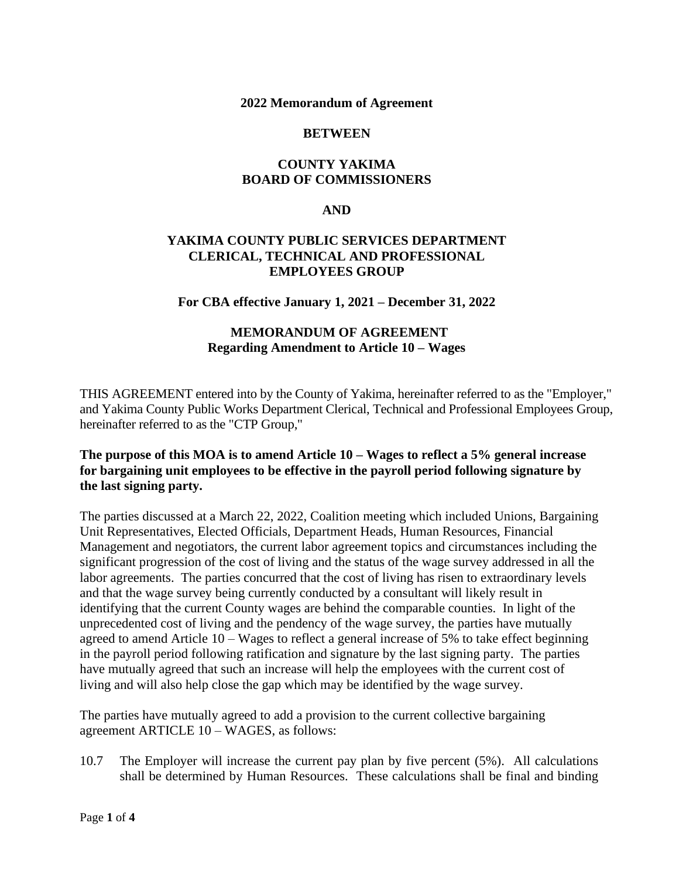**2022 Memorandum of Agreement**

**BETWEEN**

**COUNTY YAKIMA**
**BOARD OF COMMISSIONERS**

**AND**

**YAKIMA COUNTY PUBLIC SERVICES DEPARTMENT**
**CLERICAL, TECHNICAL AND PROFESSIONAL**
**EMPLOYEES GROUP**

**For CBA effective January 1, 2021 – December 31, 2022**

**MEMORANDUM OF AGREEMENT**
**Regarding Amendment to Article 10 – Wages**

THIS AGREEMENT entered into by the County of Yakima, hereinafter referred to as the "Employer," and Yakima County Public Works Department Clerical, Technical and Professional Employees Group, hereinafter referred to as the "CTP Group,"

**The purpose of this MOA is to amend Article 10 – Wages to reflect a 5% general increase for bargaining unit employees to be effective in the payroll period following signature by the last signing party.**

The parties discussed at a March 22, 2022, Coalition meeting which included Unions, Bargaining Unit Representatives, Elected Officials, Department Heads, Human Resources, Financial Management and negotiators, the current labor agreement topics and circumstances including the significant progression of the cost of living and the status of the wage survey addressed in all the labor agreements. The parties concurred that the cost of living has risen to extraordinary levels and that the wage survey being currently conducted by a consultant will likely result in identifying that the current County wages are behind the comparable counties. In light of the unprecedented cost of living and the pendency of the wage survey, the parties have mutually agreed to amend Article 10 – Wages to reflect a general increase of 5% to take effect beginning in the payroll period following ratification and signature by the last signing party. The parties have mutually agreed that such an increase will help the employees with the current cost of living and will also help close the gap which may be identified by the wage survey.

The parties have mutually agreed to add a provision to the current collective bargaining agreement ARTICLE 10 – WAGES, as follows:

10.7 The Employer will increase the current pay plan by five percent (5%). All calculations shall be determined by Human Resources. These calculations shall be final and binding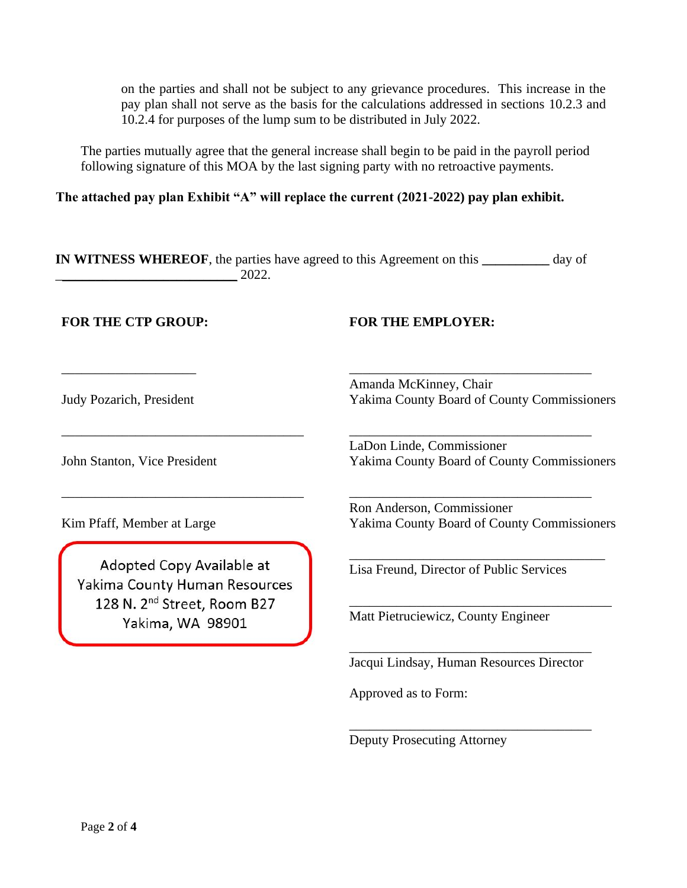on the parties and shall not be subject to any grievance procedures. This increase in the pay plan shall not serve as the basis for the calculations addressed in sections 10.2.3 and 10.2.4 for purposes of the lump sum to be distributed in July 2022.

The parties mutually agree that the general increase shall begin to be paid in the payroll period following signature of this MOA by the last signing party with no retroactive payments.

**The attached pay plan Exhibit "A" will replace the current (2021-2022) pay plan exhibit.**

**IN WITNESS WHEREOF**, the parties have agreed to this Agreement on this __________ day of __________________________ 2022.

**FOR THE CTP GROUP:**

____________________
Judy Pozarich, President

____________________
John Stanton, Vice President

____________________
Kim Pfaff, Member at Large

Adopted Copy Available at
Yakima County Human Resources
128 N. 2nd Street, Room B27
Yakima, WA 98901

**FOR THE EMPLOYER:**

____________________
Amanda McKinney, Chair
Yakima County Board of County Commissioners

____________________
LaDon Linde, Commissioner
Yakima County Board of County Commissioners

____________________
Ron Anderson, Commissioner
Yakima County Board of County Commissioners

____________________
Lisa Freund, Director of Public Services

____________________
Matt Pietruciewicz, County Engineer

____________________
Jacqui Lindsay, Human Resources Director

Approved as to Form:

____________________
Deputy Prosecuting Attorney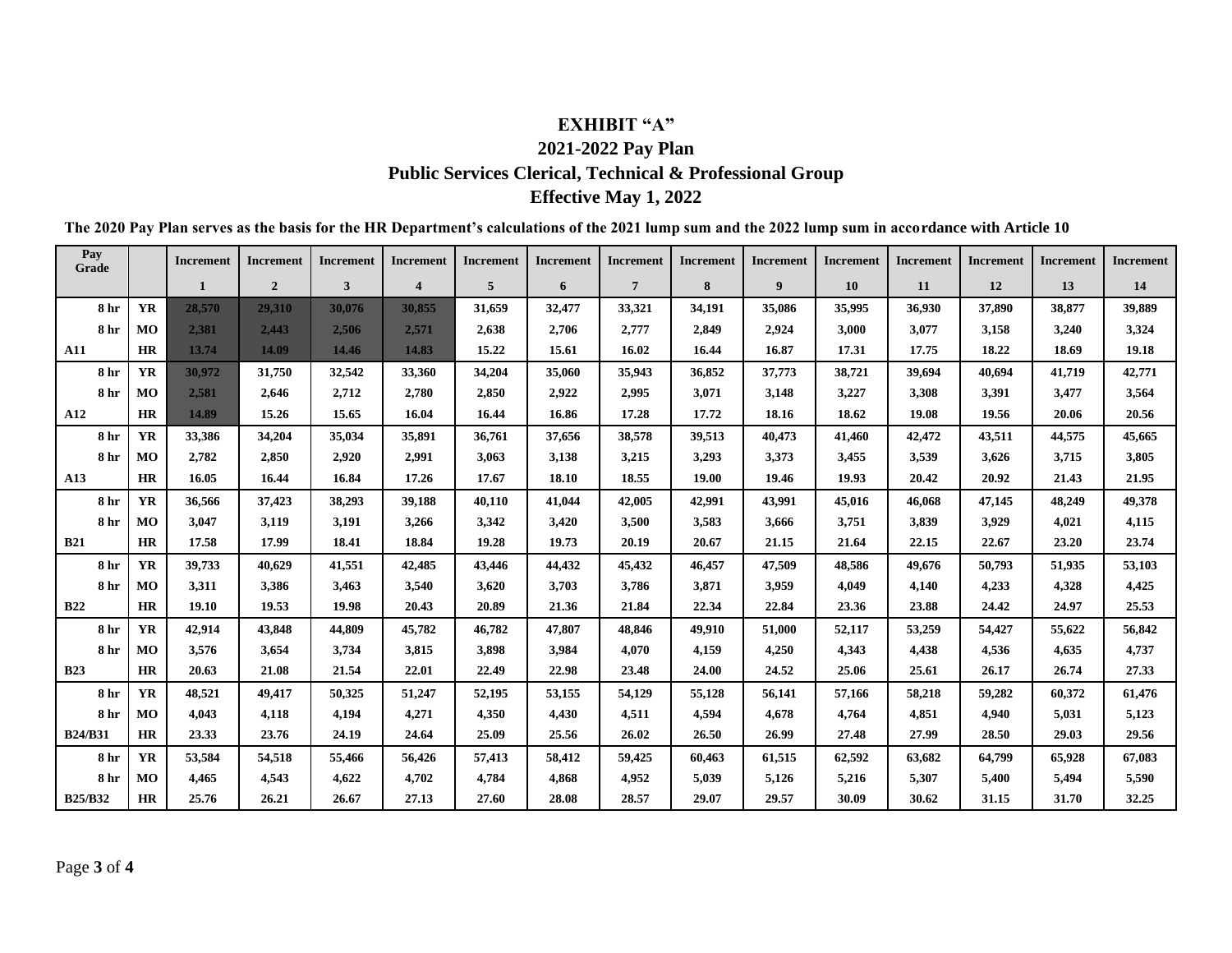# EXHIBIT "A"

## 2021-2022 Pay Plan

## Public Services Clerical, Technical & Professional Group

## Effective May 1, 2022

**The 2020 Pay Plan serves as the basis for the HR Department's calculations of the 2021 lump sum and the 2022 lump sum in accordance with Article 10**

| Pay Grade | | Increment 1 | Increment 2 | Increment 3 | Increment 4 | Increment 5 | Increment 6 | Increment 7 | Increment 8 | Increment 9 | Increment 10 | Increment 11 | Increment 12 | Increment 13 | Increment 14 |
|---|---|---|---|---|---|---|---|---|---|---|---|---|---|---|---|
| 8 hr | YR | 28,570 | 29,310 | 30,076 | 30,855 | 31,659 | 32,477 | 33,321 | 34,191 | 35,086 | 35,995 | 36,930 | 37,890 | 38,877 | 39,889 |
| 8 hr | MO | 2,381 | 2,443 | 2,506 | 2,571 | 2,638 | 2,706 | 2,777 | 2,849 | 2,924 | 3,000 | 3,077 | 3,158 | 3,240 | 3,324 |
| A11 | HR | 13.74 | 14.09 | 14.46 | 14.83 | 15.22 | 15.61 | 16.02 | 16.44 | 16.87 | 17.31 | 17.75 | 18.22 | 18.69 | 19.18 |
| 8 hr | YR | 30,972 | 31,750 | 32,542 | 33,360 | 34,204 | 35,060 | 35,943 | 36,852 | 37,773 | 38,721 | 39,694 | 40,694 | 41,719 | 42,771 |
| 8 hr | MO | 2,581 | 2,646 | 2,712 | 2,780 | 2,850 | 2,922 | 2,995 | 3,071 | 3,148 | 3,227 | 3,308 | 3,391 | 3,477 | 3,564 |
| A12 | HR | 14.89 | 15.26 | 15.65 | 16.04 | 16.44 | 16.86 | 17.28 | 17.72 | 18.16 | 18.62 | 19.08 | 19.56 | 20.06 | 20.56 |
| 8 hr | YR | 33,386 | 34,204 | 35,034 | 35,891 | 36,761 | 37,656 | 38,578 | 39,513 | 40,473 | 41,460 | 42,472 | 43,511 | 44,575 | 45,665 |
| 8 hr | MO | 2,782 | 2,850 | 2,920 | 2,991 | 3,063 | 3,138 | 3,215 | 3,293 | 3,373 | 3,455 | 3,539 | 3,626 | 3,715 | 3,805 |
| A13 | HR | 16.05 | 16.44 | 16.84 | 17.26 | 17.67 | 18.10 | 18.55 | 19.00 | 19.46 | 19.93 | 20.42 | 20.92 | 21.43 | 21.95 |
| 8 hr | YR | 36,566 | 37,423 | 38,293 | 39,188 | 40,110 | 41,044 | 42,005 | 42,991 | 43,991 | 45,016 | 46,068 | 47,145 | 48,249 | 49,378 |
| 8 hr | MO | 3,047 | 3,119 | 3,191 | 3,266 | 3,342 | 3,420 | 3,500 | 3,583 | 3,666 | 3,751 | 3,839 | 3,929 | 4,021 | 4,115 |
| B21 | HR | 17.58 | 17.99 | 18.41 | 18.84 | 19.28 | 19.73 | 20.19 | 20.67 | 21.15 | 21.64 | 22.15 | 22.67 | 23.20 | 23.74 |
| 8 hr | YR | 39,733 | 40,629 | 41,551 | 42,485 | 43,446 | 44,432 | 45,432 | 46,457 | 47,509 | 48,586 | 49,676 | 50,793 | 51,935 | 53,103 |
| 8 hr | MO | 3,311 | 3,386 | 3,463 | 3,540 | 3,620 | 3,703 | 3,786 | 3,871 | 3,959 | 4,049 | 4,140 | 4,233 | 4,328 | 4,425 |
| B22 | HR | 19.10 | 19.53 | 19.98 | 20.43 | 20.89 | 21.36 | 21.84 | 22.34 | 22.84 | 23.36 | 23.88 | 24.42 | 24.97 | 25.53 |
| 8 hr | YR | 42,914 | 43,848 | 44,809 | 45,782 | 46,782 | 47,807 | 48,846 | 49,910 | 51,000 | 52,117 | 53,259 | 54,427 | 55,622 | 56,842 |
| 8 hr | MO | 3,576 | 3,654 | 3,734 | 3,815 | 3,898 | 3,984 | 4,070 | 4,159 | 4,250 | 4,343 | 4,438 | 4,536 | 4,635 | 4,737 |
| B23 | HR | 20.63 | 21.08 | 21.54 | 22.01 | 22.49 | 22.98 | 23.48 | 24.00 | 24.52 | 25.06 | 25.61 | 26.17 | 26.74 | 27.33 |
| 8 hr | YR | 48,521 | 49,417 | 50,325 | 51,247 | 52,195 | 53,155 | 54,129 | 55,128 | 56,141 | 57,166 | 58,218 | 59,282 | 60,372 | 61,476 |
| 8 hr | MO | 4,043 | 4,118 | 4,194 | 4,271 | 4,350 | 4,430 | 4,511 | 4,594 | 4,678 | 4,764 | 4,851 | 4,940 | 5,031 | 5,123 |
| B24/B31 | HR | 23.33 | 23.76 | 24.19 | 24.64 | 25.09 | 25.56 | 26.02 | 26.50 | 26.99 | 27.48 | 27.99 | 28.50 | 29.03 | 29.56 |
| 8 hr | YR | 53,584 | 54,518 | 55,466 | 56,426 | 57,413 | 58,412 | 59,425 | 60,463 | 61,515 | 62,592 | 63,682 | 64,799 | 65,928 | 67,083 |
| 8 hr | MO | 4,465 | 4,543 | 4,622 | 4,702 | 4,784 | 4,868 | 4,952 | 5,039 | 5,126 | 5,216 | 5,307 | 5,400 | 5,494 | 5,590 |
| B25/B32 | HR | 25.76 | 26.21 | 26.67 | 27.13 | 27.60 | 28.08 | 28.57 | 29.07 | 29.57 | 30.09 | 30.62 | 31.15 | 31.70 | 32.25 |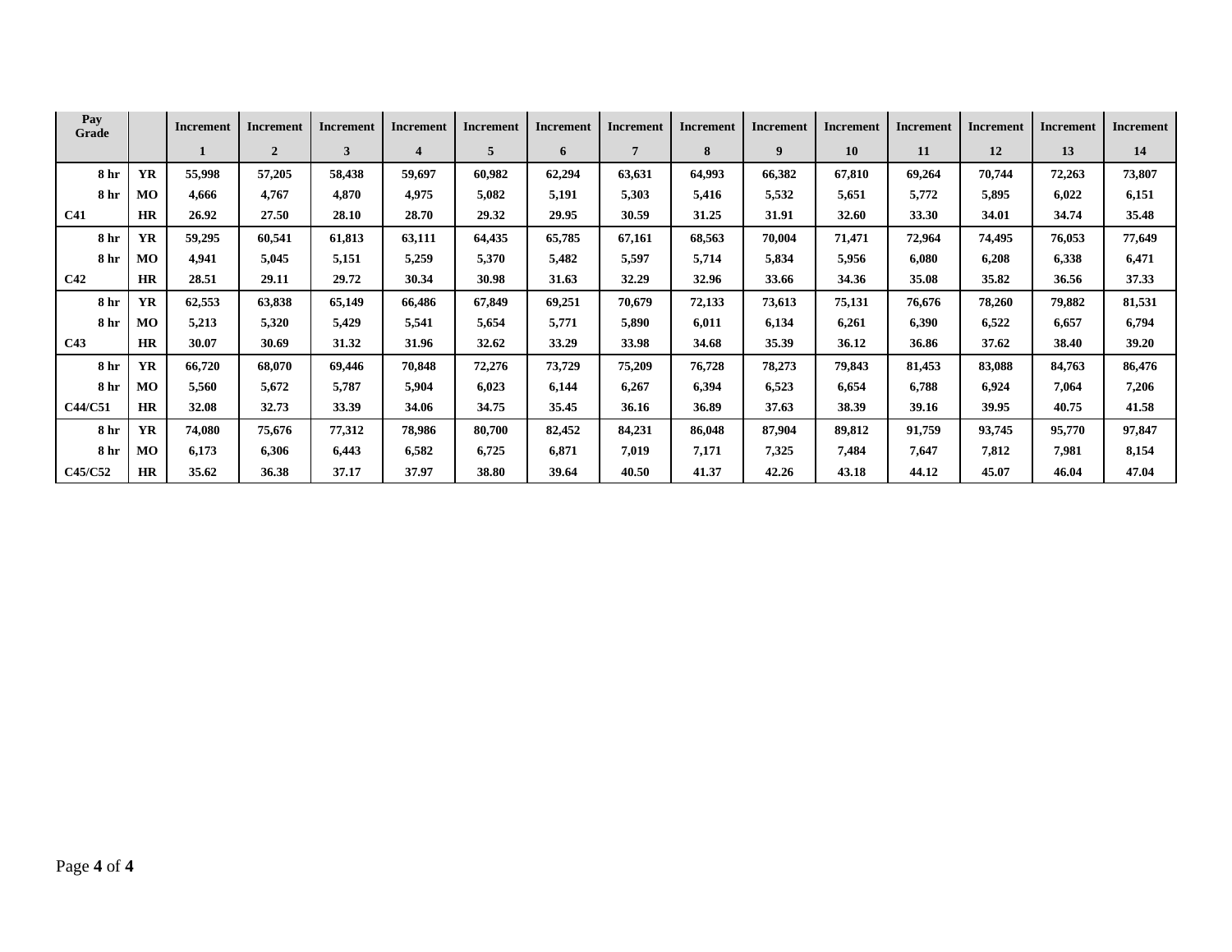| Pay Grade | | Increment 1 | Increment 2 | Increment 3 | Increment 4 | Increment 5 | Increment 6 | Increment 7 | Increment 8 | Increment 9 | Increment 10 | Increment 11 | Increment 12 | Increment 13 | Increment 14 |
|---|---|---|---|---|---|---|---|---|---|---|---|---|---|---|---|
| 8 hr | YR | 55,998 | 57,205 | 58,438 | 59,697 | 60,982 | 62,294 | 63,631 | 64,993 | 66,382 | 67,810 | 69,264 | 70,744 | 72,263 | 73,807 |
| 8 hr | MO | 4,666 | 4,767 | 4,870 | 4,975 | 5,082 | 5,191 | 5,303 | 5,416 | 5,532 | 5,651 | 5,772 | 5,895 | 6,022 | 6,151 |
| C41 | HR | 26.92 | 27.50 | 28.10 | 28.70 | 29.32 | 29.95 | 30.59 | 31.25 | 31.91 | 32.60 | 33.30 | 34.01 | 34.74 | 35.48 |
| 8 hr | YR | 59,295 | 60,541 | 61,813 | 63,111 | 64,435 | 65,785 | 67,161 | 68,563 | 70,004 | 71,471 | 72,964 | 74,495 | 76,053 | 77,649 |
| 8 hr | MO | 4,941 | 5,045 | 5,151 | 5,259 | 5,370 | 5,482 | 5,597 | 5,714 | 5,834 | 5,956 | 6,080 | 6,208 | 6,338 | 6,471 |
| C42 | HR | 28.51 | 29.11 | 29.72 | 30.34 | 30.98 | 31.63 | 32.29 | 32.96 | 33.66 | 34.36 | 35.08 | 35.82 | 36.56 | 37.33 |
| 8 hr | YR | 62,553 | 63,838 | 65,149 | 66,486 | 67,849 | 69,251 | 70,679 | 72,133 | 73,613 | 75,131 | 76,676 | 78,260 | 79,882 | 81,531 |
| 8 hr | MO | 5,213 | 5,320 | 5,429 | 5,541 | 5,654 | 5,771 | 5,890 | 6,011 | 6,134 | 6,261 | 6,390 | 6,522 | 6,657 | 6,794 |
| C43 | HR | 30.07 | 30.69 | 31.32 | 31.96 | 32.62 | 33.29 | 33.98 | 34.68 | 35.39 | 36.12 | 36.86 | 37.62 | 38.40 | 39.20 |
| 8 hr | YR | 66,720 | 68,070 | 69,446 | 70,848 | 72,276 | 73,729 | 75,209 | 76,728 | 78,273 | 79,843 | 81,453 | 83,088 | 84,763 | 86,476 |
| 8 hr | MO | 5,560 | 5,672 | 5,787 | 5,904 | 6,023 | 6,144 | 6,267 | 6,394 | 6,523 | 6,654 | 6,788 | 6,924 | 7,064 | 7,206 |
| C44/C51 | HR | 32.08 | 32.73 | 33.39 | 34.06 | 34.75 | 35.45 | 36.16 | 36.89 | 37.63 | 38.39 | 39.16 | 39.95 | 40.75 | 41.58 |
| 8 hr | YR | 74,080 | 75,676 | 77,312 | 78,986 | 80,700 | 82,452 | 84,231 | 86,048 | 87,904 | 89,812 | 91,759 | 93,745 | 95,770 | 97,847 |
| 8 hr | MO | 6,173 | 6,306 | 6,443 | 6,582 | 6,725 | 6,871 | 7,019 | 7,171 | 7,325 | 7,484 | 7,647 | 7,812 | 7,981 | 8,154 |
| C45/C52 | HR | 35.62 | 36.38 | 37.17 | 37.97 | 38.80 | 39.64 | 40.50 | 41.37 | 42.26 | 43.18 | 44.12 | 45.07 | 46.04 | 47.04 |